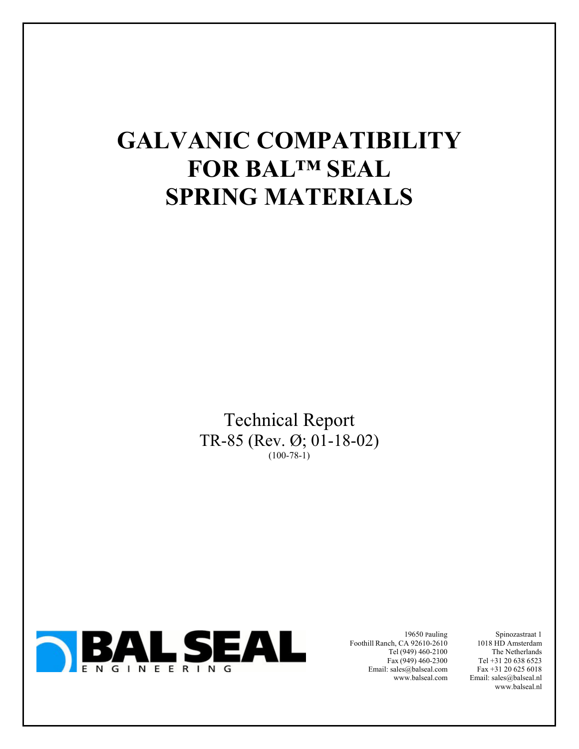# GALVANIC COMPATIBILITY FOR BAL™ SEAL SPRING MATERIALS

Technical Report

TR-85 (Rev. Ø; 01-18-02)

(100-78-1)

BAL SEAL ENGINEERING

19650 Pauling
Foothill Ranch, CA 92610-2610
Tel (949) 460-2100
Fax (949) 460-2300
Email: sales@balseal.com
www.balseal.com

Spinozastraat 1
1018 HD Amsterdam
The Netherlands
Tel +31 20 638 6523
Fax +31 20 625 6018
Email: sales@balseal.nl
www.balseal.nl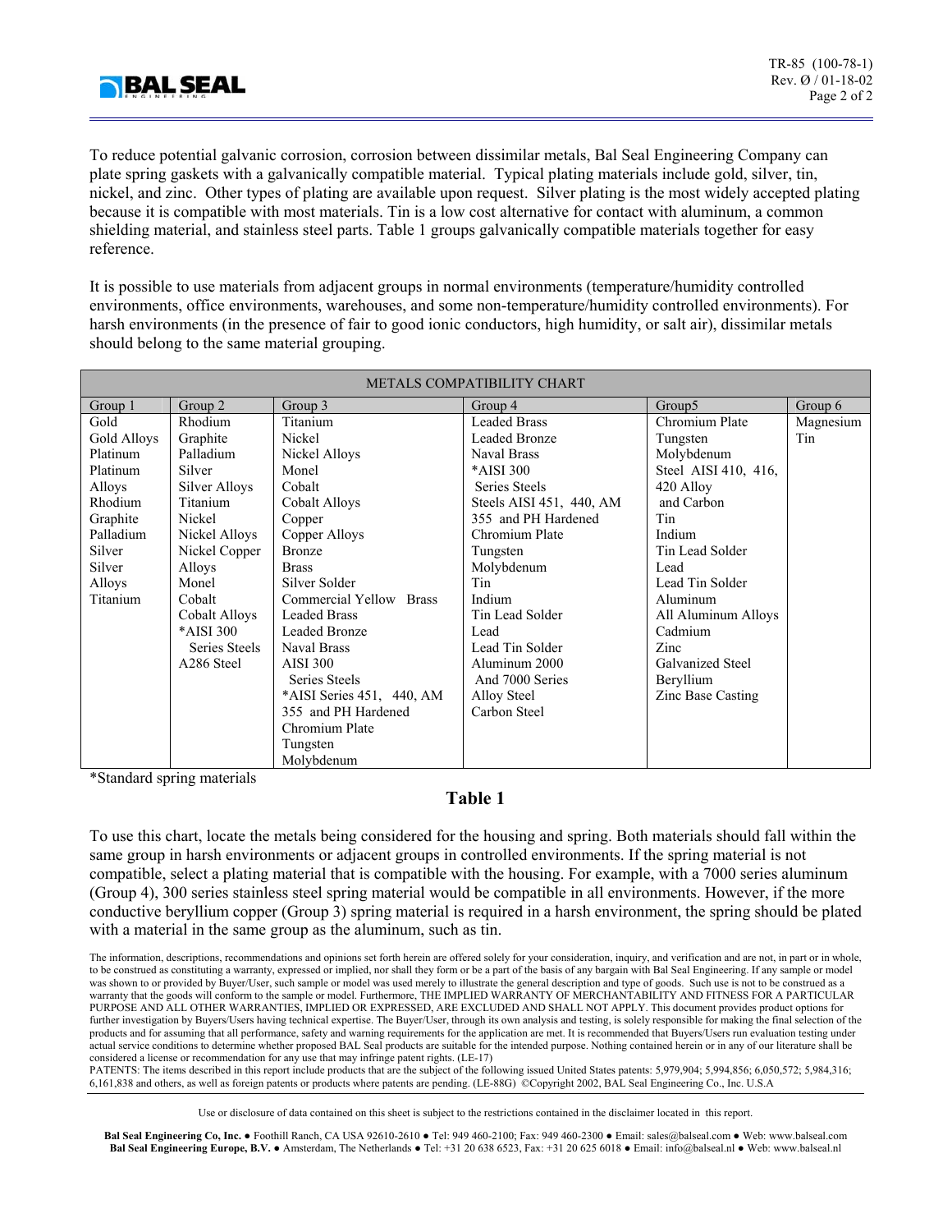To reduce potential galvanic corrosion, corrosion between dissimilar metals, Bal Seal Engineering Company can plate spring gaskets with a galvanically compatible material. Typical plating materials include gold, silver, tin, nickel, and zinc. Other types of plating are available upon request. Silver plating is the most widely accepted plating because it is compatible with most materials. Tin is a low cost alternative for contact with aluminum, a common shielding material, and stainless steel parts. Table 1 groups galvanically compatible materials together for easy reference.

It is possible to use materials from adjacent groups in normal environments (temperature/humidity controlled environments, office environments, warehouses, and some non-temperature/humidity controlled environments). For harsh environments (in the presence of fair to good ionic conductors, high humidity, or salt air), dissimilar metals should belong to the same material grouping.

| METALS COMPATIBILITY CHART | | | | | |
|---|---|---|---|---|---|
| Group 1 | Group 2 | Group 3 | Group 4 | Group5 | Group 6 |
| Gold | Rhodium | Titanium | Leaded Brass | Chromium Plate | Magnesium |
| Gold Alloys | Graphite | Nickel | Leaded Bronze | Tungsten | Tin |
| Platinum | Palladium | Nickel Alloys | Naval Brass | Molybdenum | |
| Platinum Alloys | Silver | Monel | *AISI 300 Series Steels | Steel AISI 410, 416, 420 Alloy and Carbon | |
| Rhodium | Silver Alloys | Cobalt | Steels AISI 451, 440, AM 355 and PH Hardened | Tin | |
| Graphite | Titanium | Cobalt Alloys | Chromium Plate | Indium | |
| Palladium | Nickel | Copper | Tungsten | Tin Lead Solder | |
| Silver | Nickel Alloys | Copper Alloys | Molybdenum | Lead | |
| Silver Alloys | Nickel Copper Alloys | Bronze | Tin | Lead Tin Solder | |
| Titanium | Monel | Brass | Indium | Aluminum | |
| | Cobalt | Silver Solder | Tin Lead Solder | All Aluminum Alloys | |
| | Cobalt Alloys | Commercial Yellow Brass | Lead | Cadmium | |
| | *AISI 300 Series Steels | Leaded Brass | Lead Tin Solder | Zinc | |
| | A286 Steel | Leaded Bronze | Aluminum 2000 And 7000 Series | Galvanized Steel | |
| | | Naval Brass | Alloy Steel | Beryllium | |
| | | AISI 300 Series Steels | Carbon Steel | Zinc Base Casting | |
| | | *AISI Series 451, 440, AM 355 and PH Hardened | | | |
| | | Chromium Plate | | | |
| | | Tungsten | | | |
| | | Molybdenum | | | |

*Standard spring materials

**Table 1**

To use this chart, locate the metals being considered for the housing and spring. Both materials should fall within the same group in harsh environments or adjacent groups in controlled environments. If the spring material is not compatible, select a plating material that is compatible with the housing. For example, with a 7000 series aluminum (Group 4), 300 series stainless steel spring material would be compatible in all environments. However, if the more conductive beryllium copper (Group 3) spring material is required in a harsh environment, the spring should be plated with a material in the same group as the aluminum, such as tin.

The information, descriptions, recommendations and opinions set forth herein are offered solely for your consideration, inquiry, and verification and are not, in part or in whole, to be construed as constituting a warranty, expressed or implied, nor shall they form or be a part of the basis of any bargain with Bal Seal Engineering. If any sample or model was shown to or provided by Buyer/User, such sample or model was used merely to illustrate the general description and type of goods. Such use is not to be construed as a warranty that the goods will conform to the sample or model. Furthermore, THE IMPLIED WARRANTY OF MERCHANTABILITY AND FITNESS FOR A PARTICULAR PURPOSE AND ALL OTHER WARRANTIES, IMPLIED OR EXPRESSED, ARE EXCLUDED AND SHALL NOT APPLY. This document provides product options for further investigation by Buyers/Users having technical expertise. The Buyer/User, through its own analysis and testing, is solely responsible for making the final selection of the products and for assuming that all performance, safety and warning requirements for the application are met. It is recommended that Buyers/Users run evaluation testing under actual service conditions to determine whether proposed BAL Seal products are suitable for the intended purpose. Nothing contained herein or in any of our literature shall be considered a license or recommendation for any use that may infringe patent rights. (LE-17)

PATENTS: The items described in this report include products that are the subject of the following issued United States patents: 5,979,904; 5,994,856; 6,050,572; 5,984,316; 6,161,838 and others, as well as foreign patents or products where patents are pending. (LE-88G) ©Copyright 2002, BAL Seal Engineering Co., Inc. U.S.A

Use or disclosure of data contained on this sheet is subject to the restrictions contained in the disclaimer located in this report.

**Bal Seal Engineering Co, Inc.** ● Foothill Ranch, CA USA 92610-2610 ● Tel: 949 460-2100; Fax: 949 460-2300 ● Email: sales@balseal.com ● Web: www.balseal.com
**Bal Seal Engineering Europe, B.V.** ● Amsterdam, The Netherlands ● Tel: +31 20 638 6523, Fax: +31 20 625 6018 ● Email: info@balseal.nl ● Web: www.balseal.nl